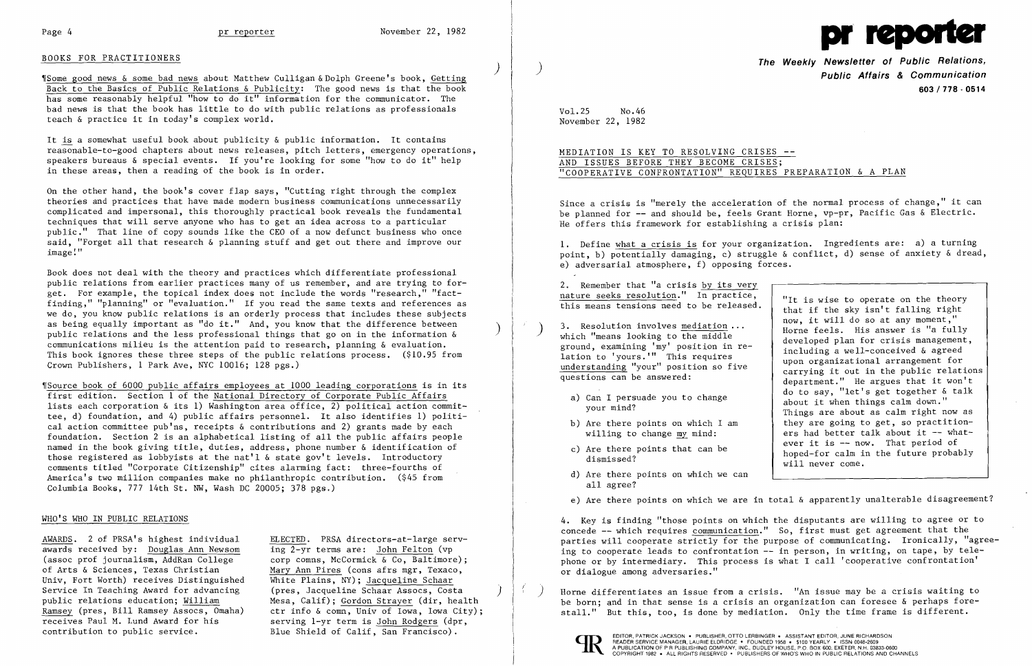## BOOKS FOR PRACTITIONERS

¶Some good news & some bad news about Matthew Culligan & Dolph Greene's book, Getting Back to the Basics of Public Relations & Publicity: The good news is that the book has some reasonably helpful "how to do it" information for the communicator. The bad news is that the book has little to do with public relations as professionals teach & practice it in today's complex world.

It is a somewhat useful book about publicity & public information. It contains reasonable-to-good chapters about news releases, pitch letters, emergency operations, speakers bureaus & special events. If you're looking for some "how to do it" help in these areas, then a reading of the book is in order.

On the other hand, the book's cover flap says, "Cutting right through the complex theories and practices that have made modern business communications unnecessarily complicated and impersonal, this thoroughly practical book reveals the fundamental techniques that will serve anyone who has to get an idea across to a particular public." That line of copy sounds like the CEO of a now defunct business who once said, "Forget all that research & planning stuff and get out there and improve our image!"

Book does not deal with the theory and practices which differentiate professional public relations from earlier practices many of us remember, and are trying to forget. For example, the topical index does not include the words "research," "fact-finding," "planning" or "evaluation." If you read the same texts and references as we do, you know public relations is an orderly process that includes these subjects as being equally important as "do it." And, you know that the difference between public relations and the less professional things that go on in the information & communications milieu is the attention paid to research, planning & evaluation. This book ignores these three steps of the public relations process. ($10.95 from Crown Publishers, 1 Park Ave, NYC 10016; 128 pgs.)

¶Source book of 6000 public affairs employees at 1000 leading corporations is in its first edition. Section 1 of the National Directory of Corporate Public Affairs lists each corporation & its 1) Washington area office, 2) political action committee, d) foundation, and 4) public affairs personnel. It also identifies 1) political action committee pub'ns, receipts & contributions and 2) grants made by each foundation. Section 2 is an alphabetical listing of all the public affairs people named in the book giving title, duties, address, phone number & identification of those registered as lobbyists at the nat'l & state gov't levels. Introductory comments titled "Corporate Citizenship" cites alarming fact: three-fourths of America's two million companies make no philanthropic contribution. ($45 from Columbia Books, 777 14th St. NW, Wash DC 20005; 378 pgs.)

## WHO'S WHO IN PUBLIC RELATIONS

AWARDS. 2 of PRSA's highest individual awards received by: Douglas Ann Newsom (assoc prof journalism, AddRan College of Arts & Sciences, Texas Christian Univ, Fort Worth) receives Distinguished Service In Teaching Award for advancing public relations education; William Ramsey (pres, Bill Ramsey Assocs, Omaha) receives Paul M. Lund Award for his contribution to public service.

ELECTED. PRSA directors-at-large serving 2-yr terms are: John Felton (vp corp comns, McCormick & Co, Baltimore); Mary Ann Pires (cons afrs mgr, Texaco, White Plains, NY); Jacqueline Schaar (pres, Jacqueline Schaar Assocs, Costa Mesa, Calif); Gordon Strayer (dir, health ctr info & comn, Univ of Iowa, Iowa City); serving 1-yr term is John Rodgers (dpr, Blue Shield of Calif, San Francisco).

# pr reporter

**The Weekly Newsletter of Public Relations, Public Affairs & Communication**
**603 / 778 - 0514**

Vol.25 No.46
November 22, 1982

## MEDIATION IS KEY TO RESOLVING CRISES -- AND ISSUES BEFORE THEY BECOME CRISES; "COOPERATIVE CONFRONTATION" REQUIRES PREPARATION & A PLAN

Since a crisis is "merely the acceleration of the normal process of change," it can be planned for -- and should be, feels Grant Horne, vp-pr, Pacific Gas & Electric. He offers this framework for establishing a crisis plan:

1. Define what a crisis is for your organization. Ingredients are: a) a turning point, b) potentially damaging, c) struggle & conflict, d) sense of anxiety & dread, e) adversarial atmosphere, f) opposing forces.

2. Remember that "a crisis by its very nature seeks resolution." In practice, this means tensions need to be released.

3. Resolution involves mediation ... which "means looking to the middle ground, examining 'my' position in relation to 'yours.'" This requires understanding "your" position so five questions can be answered:

   a) Can I persuade you to change your mind?
   b) Are there points on which I am willing to change my mind:
   c) Are there points that can be dismissed?
   d) Are there points on which we can all agree?
   e) Are there points on which we are in total & apparently unalterable disagreement?

> "It is wise to operate on the theory that if the sky isn't falling right now, it will do so at any moment," Horne feels. His answer is "a fully developed plan for crisis management, including a well-conceived & agreed upon organizational arrangement for carrying it out in the public relations department." He argues that it won't do to say, "let's get together & talk about it when things calm down." Things are about as calm right now as they are going to get, so practitioners had better talk about it -- whatever it is -- now. That period of hoped-for calm in the future probably will never come.

4. Key is finding "those points on which the disputants are willing to agree or to concede -- which requires communication." So, first must get agreement that the parties will cooperate strictly for the purpose of communicating. Ironically, "agreeing to cooperate leads to confrontation -- in person, in writing, on tape, by telephone or by intermediary. This process is what I call 'cooperative confrontation' or dialogue among adversaries."

Horne differentiates an issue from a crisis. "An issue may be a crisis waiting to be born; and in that sense is a crisis an organization can foresee & perhaps forestall." But this, too, is done by mediation. Only the time frame is different.

EDITOR, PATRICK JACKSON • PUBLISHER, OTTO LERBINGER • ASSISTANT EDITOR, JUNE RICHARDSON
READER SERVICE MANAGER, LAURIE ELDRIDGE • FOUNDED 1958 • $100 YEARLY • ISSN 0048-2609
A PUBLICATION OF P R PUBLISHING COMPANY, INC., DUDLEY HOUSE, P.O. BOX 600, EXETER, N.H. 03833-0600
COPYRIGHT 1982 • ALL RIGHTS RESERVED • PUBLISHERS OF WHO'S WHO IN PUBLIC RELATIONS AND CHANNELS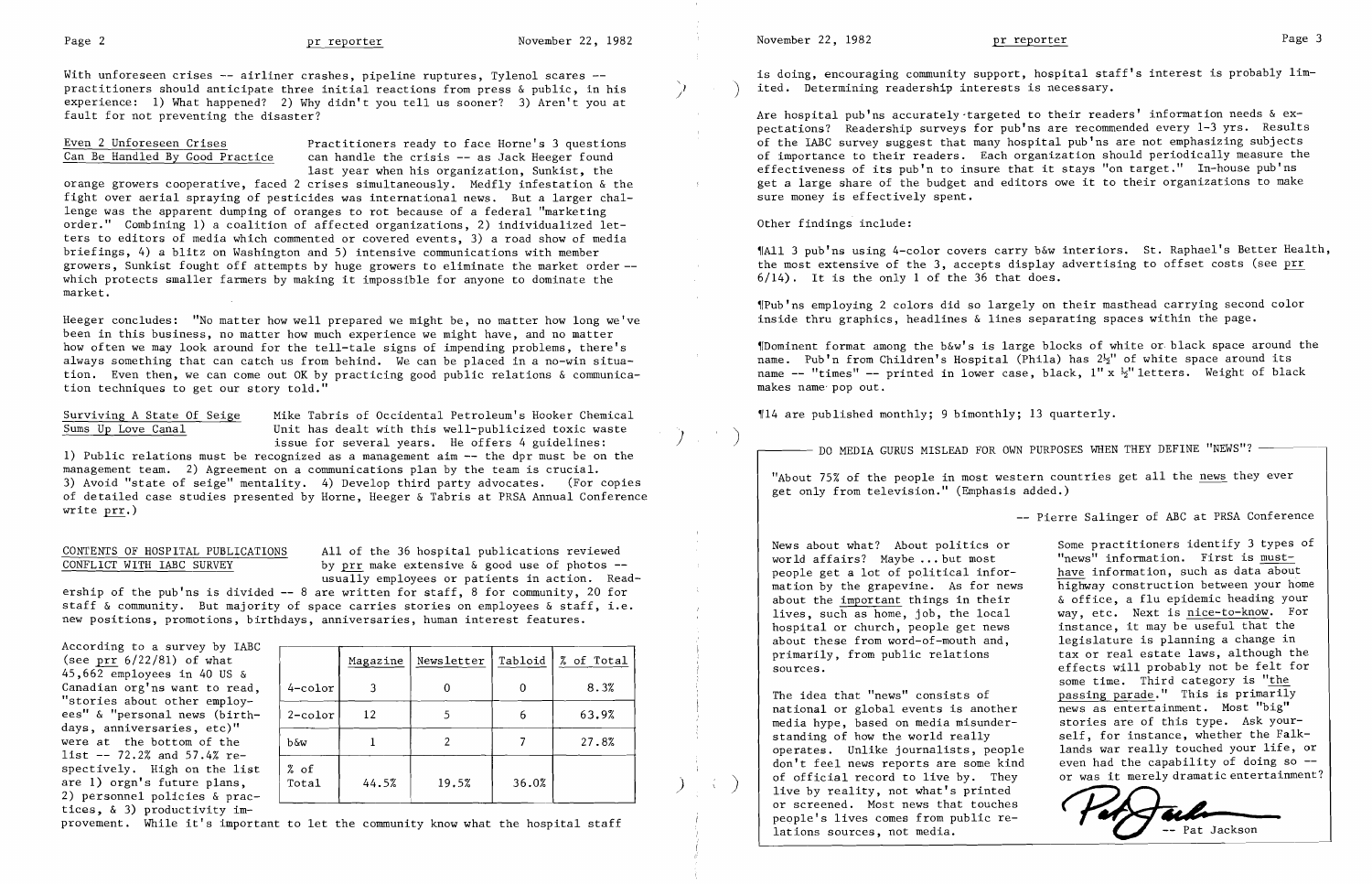With unforeseen crises -- airliner crashes, pipeline ruptures, Tylenol scares -- practitioners should anticipate three initial reactions from press & public, in his experience: 1) What happened? 2) Why didn't you tell us sooner? 3) Aren't you at fault for not preventing the disaster?

**Even 2 Unforeseen Crises Can Be Handled By Good Practice**

Practitioners ready to face Horne's 3 questions can handle the crisis -- as Jack Heeger found last year when his organization, Sunkist, the orange growers cooperative, faced 2 crises simultaneously. Medfly infestation & the fight over aerial spraying of pesticides was international news. But a larger challenge was the apparent dumping of oranges to rot because of a federal "marketing order." Combining 1) a coalition of affected organizations, 2) individualized letters to editors of media which commented or covered events, 3) a road show of media briefings, 4) a blitz on Washington and 5) intensive communications with member growers, Sunkist fought off attempts by huge growers to eliminate the market order -- which protects smaller farmers by making it impossible for anyone to dominate the market.

Heeger concludes: "No matter how well prepared we might be, no matter how long we've been in this business, no matter how much experience we might have, and no matter how often we may look around for the tell-tale signs of impending problems, there's always something that can catch us from behind. We can be placed in a no-win situation. Even then, we can come out OK by practicing good public relations & communication techniques to get our story told."

**Surviving A State Of Seige Sums Up Love Canal**

Mike Tabris of Occidental Petroleum's Hooker Chemical Unit has dealt with this well-publicized toxic waste issue for several years. He offers 4 guidelines: 1) Public relations must be recognized as a management aim -- the dpr must be on the management team. 2) Agreement on a communications plan by the team is crucial. 3) Avoid "state of seige" mentality. 4) Develop third party advocates. (For copies of detailed case studies presented by Horne, Heeger & Tabris at PRSA Annual Conference write prr.)

**CONTENTS OF HOSPITAL PUBLICATIONS CONFLICT WITH IABC SURVEY**

All of the 36 hospital publications reviewed by prr make extensive & good use of photos -- usually employees or patients in action. Readership of the pub'ns is divided -- 8 are written for staff, 8 for community, 20 for staff & community. But majority of space carries stories on employees & staff, i.e. new positions, promotions, birthdays, anniversaries, human interest features.

According to a survey by IABC (see prr 6/22/81) of what 45,662 employees in 40 US & Canadian org'ns want to read, "stories about other employees" & "personal news (birthdays, anniversaries, etc)" were at the bottom of the list -- 72.2% and 57.4% respectively. High on the list are 1) orgn's future plans, 2) personnel policies & practices, & 3) productivity improvement. While it's important to let the community know what the hospital staff is doing, encouraging community support, hospital staff's interest is probably limited. Determining readership interests is necessary.

| | Magazine | Newsletter | Tabloid | % of Total |
|---|---|---|---|---|
| 4-color | 3 | 0 | 0 | 8.3% |
| 2-color | 12 | 5 | 6 | 63.9% |
| b&w | 1 | 2 | 7 | 27.8% |
| % of Total | 44.5% | 19.5% | 36.0% | |

Are hospital pub'ns accurately targeted to their readers' information needs & expectations? Readership surveys for pub'ns are recommended every 1-3 yrs. Results of the IABC survey suggest that many hospital pub'ns are not emphasizing subjects of importance to their readers. Each organization should periodically measure the effectiveness of its pub'n to insure that it stays "on target." In-house pub'ns get a large share of the budget and editors owe it to their organizations to make sure money is effectively spent.

Other findings include:

¶All 3 pub'ns using 4-color covers carry b&w interiors. St. Raphael's Better Health, the most extensive of the 3, accepts display advertising to offset costs (see prr 6/14). It is the only 1 of the 36 that does.

¶Pub'ns employing 2 colors did so largely on their masthead carrying second color inside thru graphics, headlines & lines separating spaces within the page.

¶Dominent format among the b&w's is large blocks of white or black space around the name. Pub'n from Children's Hospital (Phila) has 2½" of white space around its name -- "times" -- printed in lower case, black, 1" x ½" letters. Weight of black makes name pop out.

¶14 are published monthly; 9 bimonthly; 13 quarterly.

**DO MEDIA GURUS MISLEAD FOR OWN PURPOSES WHEN THEY DEFINE "NEWS"?**

"About 75% of the people in most western countries get all the news they ever get only from television." (Emphasis added.)

-- Pierre Salinger of ABC at PRSA Conference

News about what? About politics or world affairs? Maybe ... but most people get a lot of political information by the grapevine. As for news about the important things in their lives, such as home, job, the local hospital or church, people get news about these from word-of-mouth and primarily, from public relations sources.

The idea that "news" consists of national or global events is another media hype, based on media misunderstanding of how the world really operates. Unlike journalists, people don't feel news reports are some kind of official record to live by. They live by reality, not what's printed or screened. Most news that touches people's lives comes from public relations sources, not media.

Some practitioners identify 3 types of "news" information. First is must-have information, such as data about highway construction between your home & office, a flu epidemic heading your way, etc. Next is nice-to-know. For instance, it may be useful that the legislature is planning a change in tax or real estate laws, although the effects will probably not be felt for some time. Third category is "the passing parade." This is primarily news as entertainment. Most "big" stories are of this type. Ask yourself, for instance, whether the Falklands war really touched your life, or even had the capability of doing so -- or was it merely dramatic entertainment?

-- Pat Jackson